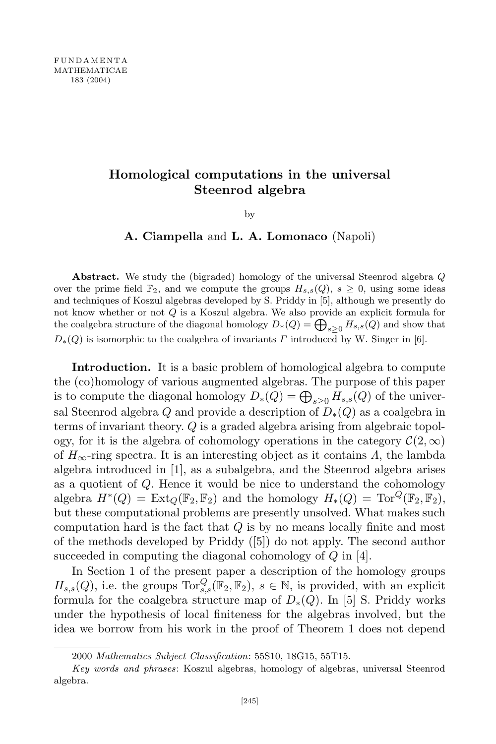# Homological computations in the universal Steenrod algebra

by

**A. Ciampella** and **L. A. Lomonaco** (Napoli)

**Abstract.** We study the (bigraded) homology of the universal Steenrod algebra $Q$ over the prime field $\mathbb{F}_2$, and we compute the groups $H_{s,s}(Q)$, $s \geq 0$, using some ideas and techniques of Koszul algebras developed by S. Priddy in [5], although we presently do not know whether or not $Q$ is a Koszul algebra. We also provide an explicit formula for the coalgebra structure of the diagonal homology $D_*(Q) = \bigoplus_{s\geq 0} H_{s,s}(Q)$ and show that $D_*(Q)$ is isomorphic to the coalgebra of invariants $\Gamma$ introduced by W. Singer in [6].

**Introduction.** It is a basic problem of homological algebra to compute the (co)homology of various augmented algebras. The purpose of this paper is to compute the diagonal homology $D_*(Q) = \bigoplus_{s\geq 0} H_{s,s}(Q)$ of the universal Steenrod algebra $Q$ and provide a description of $D_*(Q)$ as a coalgebra in terms of invariant theory. $Q$ is a graded algebra arising from algebraic topology, for it is the algebra of cohomology operations in the category $\mathcal{C}(2,\infty)$ of $H_\infty$-ring spectra. It is an interesting object as it contains $\Lambda$, the lambda algebra introduced in [1], as a subalgebra, and the Steenrod algebra arises as a quotient of $Q$. Hence it would be nice to understand the cohomology algebra $H^*(Q) = \mathrm{Ext}_Q(\mathbb{F}_2, \mathbb{F}_2)$ and the homology $H_*(Q) = \mathrm{Tor}^Q(\mathbb{F}_2, \mathbb{F}_2)$, but these computational problems are presently unsolved. What makes such computation hard is the fact that $Q$ is by no means locally finite and most of the methods developed by Priddy ([5]) do not apply. The second author succeeded in computing the diagonal cohomology of $Q$ in [4].

In Section 1 of the present paper a description of the homology groups $H_{s,s}(Q)$, i.e. the groups $\mathrm{Tor}^Q_{s,s}(\mathbb{F}_2, \mathbb{F}_2)$, $s \in \mathbb{N}$, is provided, with an explicit formula for the coalgebra structure map of $D_*(Q)$. In [5] S. Priddy works under the hypothesis of local finiteness for the algebras involved, but the idea we borrow from his work in the proof of Theorem 1 does not depend

2000 *Mathematics Subject Classification*: 55S10, 18G15, 55T15.

*Key words and phrases*: Koszul algebras, homology of algebras, universal Steenrod algebra.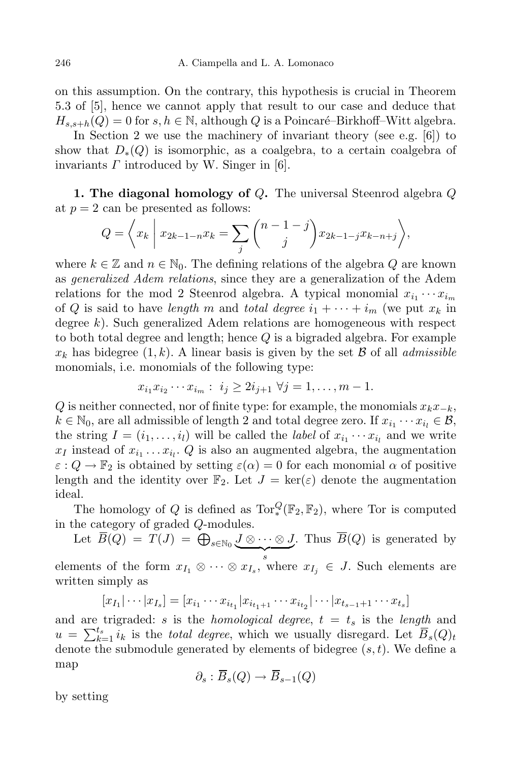on this assumption. On the contrary, this hypothesis is crucial in Theorem 5.3 of [5], hence we cannot apply that result to our case and deduce that $H_{s,s+h}(Q) = 0$ for $s, h \in \mathbb{N}$, although $Q$ is a Poincaré–Birkhoff–Witt algebra.

In Section 2 we use the machinery of invariant theory (see e.g. [6]) to show that $D_*(Q)$ is isomorphic, as a coalgebra, to a certain coalgebra of invariants $\Gamma$ introduced by W. Singer in [6].

**1. The diagonal homology of $Q$.** The universal Steenrod algebra $Q$ at $p = 2$ can be presented as follows:

$$Q = \left\langle x_k \;\middle|\; x_{2k-1-n}x_k = \sum_j \binom{n-1-j}{j} x_{2k-1-j}x_{k-n+j} \right\rangle,$$

where $k \in \mathbb{Z}$ and $n \in \mathbb{N}_0$. The defining relations of the algebra $Q$ are known as *generalized Adem relations*, since they are a generalization of the Adem relations for the mod 2 Steenrod algebra. A typical monomial $x_{i_1} \cdots x_{i_m}$ of $Q$ is said to have *length* $m$ and *total degree* $i_1 + \cdots + i_m$ (we put $x_k$ in degree $k$). Such generalized Adem relations are homogeneous with respect to both total degree and length; hence $Q$ is a bigraded algebra. For example $x_k$ has bidegree $(1, k)$. A linear basis is given by the set $\mathcal{B}$ of all *admissible* monomials, i.e. monomials of the following type:

$$x_{i_1}x_{i_2}\cdots x_{i_m} : \; i_j \geq 2i_{j+1} \; \forall j = 1, \ldots, m-1.$$

$Q$ is neither connected, nor of finite type: for example, the monomials $x_k x_{-k}$, $k \in \mathbb{N}_0$, are all admissible of length 2 and total degree zero. If $x_{i_1} \cdots x_{i_l} \in \mathcal{B}$, the string $I = (i_1, \ldots, i_l)$ will be called the *label* of $x_{i_1} \cdots x_{i_l}$ and we write $x_I$ instead of $x_{i_1} \ldots x_{i_l}$. $Q$ is also an augmented algebra, the augmentation $\varepsilon : Q \to \mathbb{F}_2$ is obtained by setting $\varepsilon(\alpha) = 0$ for each monomial $\alpha$ of positive length and the identity over $\mathbb{F}_2$. Let $J = \ker(\varepsilon)$ denote the augmentation ideal.

The homology of $Q$ is defined as $\mathrm{Tor}_*^Q(\mathbb{F}_2, \mathbb{F}_2)$, where Tor is computed in the category of graded $Q$-modules.

Let $\overline{B}(Q) = T(J) = \bigoplus_{s \in \mathbb{N}_0} \underbrace{J \otimes \cdots \otimes J}_{s}$. Thus $\overline{B}(Q)$ is generated by elements of the form $x_{I_1} \otimes \cdots \otimes x_{I_s}$, where $x_{I_j} \in J$. Such elements are written simply as

$$[x_{I_1}| \cdots |x_{I_s}] = [x_{i_1} \cdots x_{i_{t_1}} | x_{i_{t_1+1}} \cdots x_{i_{t_2}} | \cdots | x_{t_{s-1}+1} \cdots x_{t_s}]$$

and are trigraded: $s$ is the *homological degree*, $t = t_s$ is the *length* and $u = \sum_{k=1}^{t_s} i_k$ is the *total degree*, which we usually disregard. Let $\overline{B}_s(Q)_t$ denote the submodule generated by elements of bidegree $(s, t)$. We define a map

$$\partial_s : \overline{B}_s(Q) \to \overline{B}_{s-1}(Q)$$

by setting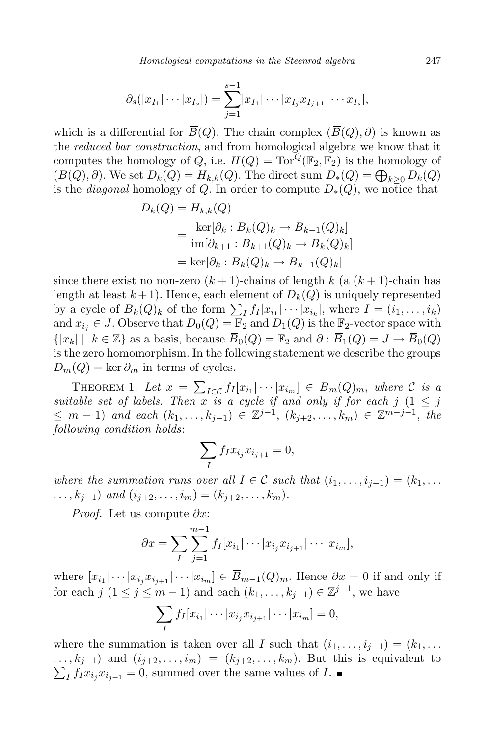$$\partial_s([x_{I_1}|\cdots|x_{I_s}]) = \sum_{j=1}^{s-1}[x_{I_1}|\cdots|x_{I_j}x_{I_{j+1}}|\cdots x_{I_s}],$$

which is a differential for $\overline{B}(Q)$. The chain complex $(\overline{B}(Q), \partial)$ is known as the *reduced bar construction*, and from homological algebra we know that it computes the homology of $Q$, i.e. $H(Q) = \mathrm{Tor}^Q(\mathbb{F}_2, \mathbb{F}_2)$ is the homology of $(\overline{B}(Q), \partial)$. We set $D_k(Q) = H_{k,k}(Q)$. The direct sum $D_*(Q) = \bigoplus_{k\geq 0} D_k(Q)$ is the *diagonal* homology of $Q$. In order to compute $D_*(Q)$, we notice that

$$\begin{aligned} D_k(Q) &= H_{k,k}(Q) \\ &= \frac{\ker[\partial_k : \overline{B}_k(Q)_k \to \overline{B}_{k-1}(Q)_k]}{\mathrm{im}[\partial_{k+1} : \overline{B}_{k+1}(Q)_k \to \overline{B}_k(Q)_k]} \\ &= \ker[\partial_k : \overline{B}_k(Q)_k \to \overline{B}_{k-1}(Q)_k] \end{aligned}$$

since there exist no non-zero $(k+1)$-chains of length $k$ (a $(k+1)$-chain has length at least $k+1$). Hence, each element of $D_k(Q)$ is uniquely represented by a cycle of $\overline{B}_k(Q)_k$ of the form $\sum_I f_I[x_{i_1}|\cdots|x_{i_k}]$, where $I = (i_1, \ldots, i_k)$ and $x_{i_j} \in J$. Observe that $D_0(Q) = \mathbb{F}_2$ and $D_1(Q)$ is the $\mathbb{F}_2$-vector space with $\{[x_k] \mid k \in \mathbb{Z}\}$ as a basis, because $\overline{B}_0(Q) = \mathbb{F}_2$ and $\partial : \overline{B}_1(Q) = J \to \overline{B}_0(Q)$ is the zero homomorphism. In the following statement we describe the groups $D_m(Q) = \ker \partial_m$ in terms of cycles.

Theorem 1. *Let $x = \sum_{I\in\mathcal{C}} f_I[x_{i_1}|\cdots|x_{i_m}] \in \overline{B}_m(Q)_m$, where $\mathcal{C}$ is a suitable set of labels. Then $x$ is a cycle if and only if for each $j$ ($1 \leq j \leq m-1$) and each $(k_1, \ldots, k_{j-1}) \in \mathbb{Z}^{j-1}$, $(k_{j+2}, \ldots, k_m) \in \mathbb{Z}^{m-j-1}$, the following condition holds*:

$$\sum_I f_I x_{i_j} x_{i_{j+1}} = 0,$$

*where the summation runs over all $I \in \mathcal{C}$ such that $(i_1, \ldots, i_{j-1}) = (k_1, \ldots, k_{j-1})$ and $(i_{j+2}, \ldots, i_m) = (k_{j+2}, \ldots, k_m)$.*

*Proof.* Let us compute $\partial x$:

$$\partial x = \sum_I \sum_{j=1}^{m-1} f_I[x_{i_1}|\cdots|x_{i_j}x_{i_{j+1}}|\cdots|x_{i_m}],$$

where $[x_{i_1}|\cdots|x_{i_j}x_{i_{j+1}}|\cdots|x_{i_m}] \in \overline{B}_{m-1}(Q)_m$. Hence $\partial x = 0$ if and only if for each $j$ ($1 \leq j \leq m-1$) and each $(k_1, \ldots, k_{j-1}) \in \mathbb{Z}^{j-1}$, we have

$$\sum_I f_I[x_{i_1}|\cdots|x_{i_j}x_{i_{j+1}}|\cdots|x_{i_m}] = 0,$$

where the summation is taken over all $I$ such that $(i_1, \ldots, i_{j-1}) = (k_1, \ldots, k_{j-1})$ and $(i_{j+2}, \ldots, i_m) = (k_{j+2}, \ldots, k_m)$. But this is equivalent to $\sum_I f_I x_{i_j} x_{i_{j+1}} = 0$, summed over the same values of $I$. ∎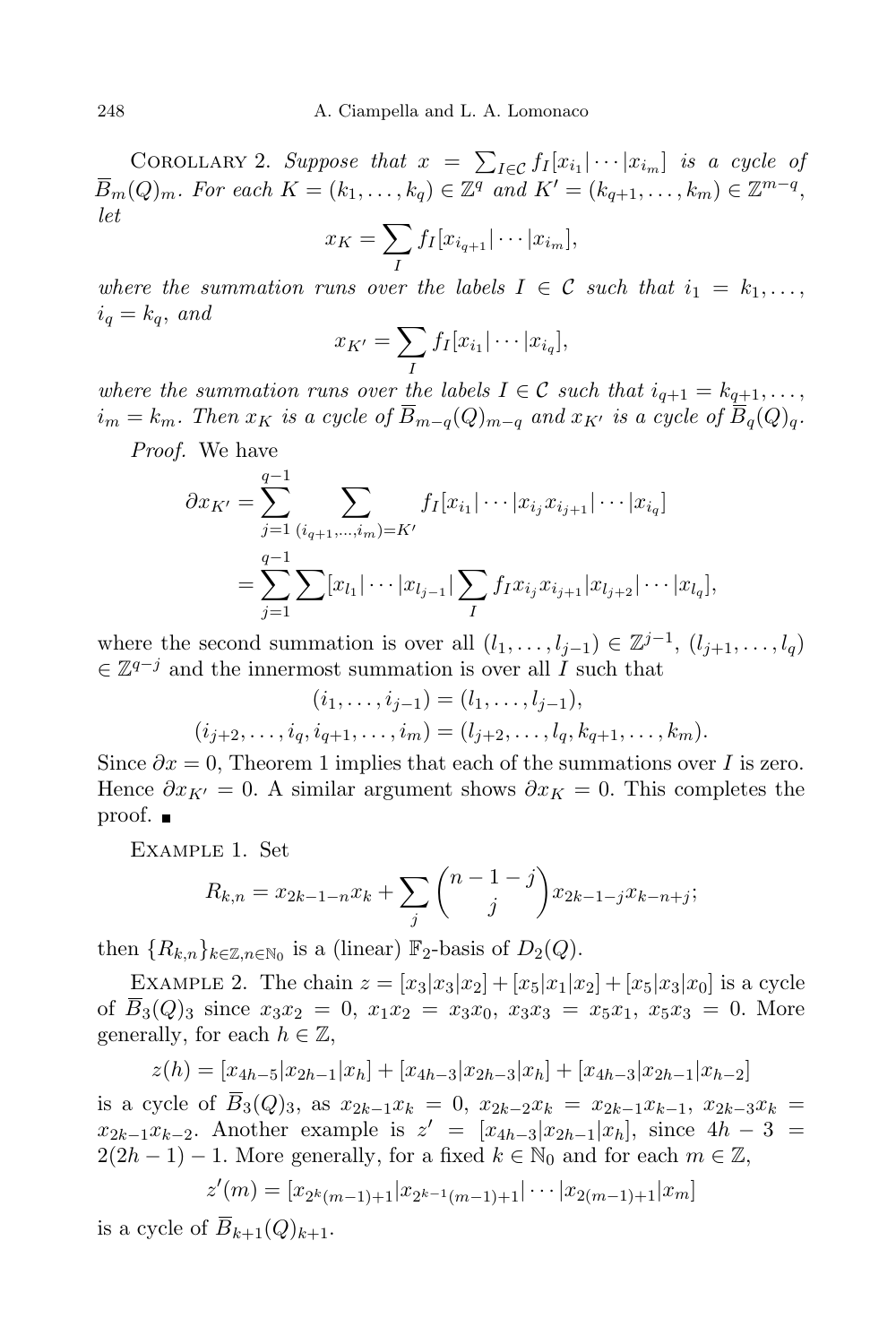Corollary 2. *Suppose that $x = \sum_{I\in\mathcal{C}} f_I[x_{i_1}|\cdots|x_{i_m}]$ is a cycle of $\overline{B}_m(Q)_m$. For each $K = (k_1,\ldots,k_q) \in \mathbb{Z}^q$ and $K' = (k_{q+1},\ldots,k_m) \in \mathbb{Z}^{m-q}$, let*

$$x_K = \sum_I f_I[x_{i_{q+1}}|\cdots|x_{i_m}],$$

*where the summation runs over the labels $I \in \mathcal{C}$ such that $i_1 = k_1, \ldots, i_q = k_q$, and*

$$x_{K'} = \sum_I f_I[x_{i_1}|\cdots|x_{i_q}],$$

*where the summation runs over the labels $I \in \mathcal{C}$ such that $i_{q+1} = k_{q+1}, \ldots, i_m = k_m$. Then $x_K$ is a cycle of $\overline{B}_{m-q}(Q)_{m-q}$ and $x_{K'}$ is a cycle of $\overline{B}_q(Q)_q$.*

*Proof.* We have

$$\begin{aligned}
\partial x_{K'} &= \sum_{j=1}^{q-1} \sum_{(i_{q+1},\ldots,i_m)=K'} f_I[x_{i_1}|\cdots|x_{i_j}x_{i_{j+1}}|\cdots|x_{i_q}] \\
&= \sum_{j=1}^{q-1} \sum [x_{l_1}|\cdots|x_{l_{j-1}}|\sum_I f_I x_{i_j}x_{i_{j+1}}|x_{l_{j+2}}|\cdots|x_{l_q}],
\end{aligned}$$

where the second summation is over all $(l_1,\ldots,l_{j-1}) \in \mathbb{Z}^{j-1}$, $(l_{j+1},\ldots,l_q) \in \mathbb{Z}^{q-j}$ and the innermost summation is over all $I$ such that

$$(i_1,\ldots,i_{j-1}) = (l_1,\ldots,l_{j-1}),$$
$$(i_{j+2},\ldots,i_q,i_{q+1},\ldots,i_m) = (l_{j+2},\ldots,l_q,k_{q+1},\ldots,k_m).$$

Since $\partial x = 0$, Theorem 1 implies that each of the summations over $I$ is zero. Hence $\partial x_{K'} = 0$. A similar argument shows $\partial x_K = 0$. This completes the proof. ∎

Example 1. Set

$$R_{k,n} = x_{2k-1-n}x_k + \sum_j \binom{n-1-j}{j} x_{2k-1-j}x_{k-n+j};$$

then $\{R_{k,n}\}_{k\in\mathbb{Z},n\in\mathbb{N}_0}$ is a (linear) $\mathbb{F}_2$-basis of $D_2(Q)$.

Example 2. The chain $z = [x_3|x_3|x_2] + [x_5|x_1|x_2] + [x_5|x_3|x_0]$ is a cycle of $\overline{B}_3(Q)_3$ since $x_3x_2 = 0$, $x_1x_2 = x_3x_0$, $x_3x_3 = x_5x_1$, $x_5x_3 = 0$. More generally, for each $h \in \mathbb{Z}$,

$$z(h) = [x_{4h-5}|x_{2h-1}|x_h] + [x_{4h-3}|x_{2h-3}|x_h] + [x_{4h-3}|x_{2h-1}|x_{h-2}]$$

is a cycle of $\overline{B}_3(Q)_3$, as $x_{2k-1}x_k = 0$, $x_{2k-2}x_k = x_{2k-1}x_{k-1}$, $x_{2k-3}x_k = x_{2k-1}x_{k-2}$. Another example is $z' = [x_{4h-3}|x_{2h-1}|x_h]$, since $4h-3 = 2(2h-1)-1$. More generally, for a fixed $k \in \mathbb{N}_0$ and for each $m \in \mathbb{Z}$,

$$z'(m) = [x_{2^k(m-1)+1}|x_{2^{k-1}(m-1)+1}|\cdots|x_{2(m-1)+1}|x_m]$$

is a cycle of $\overline{B}_{k+1}(Q)_{k+1}$.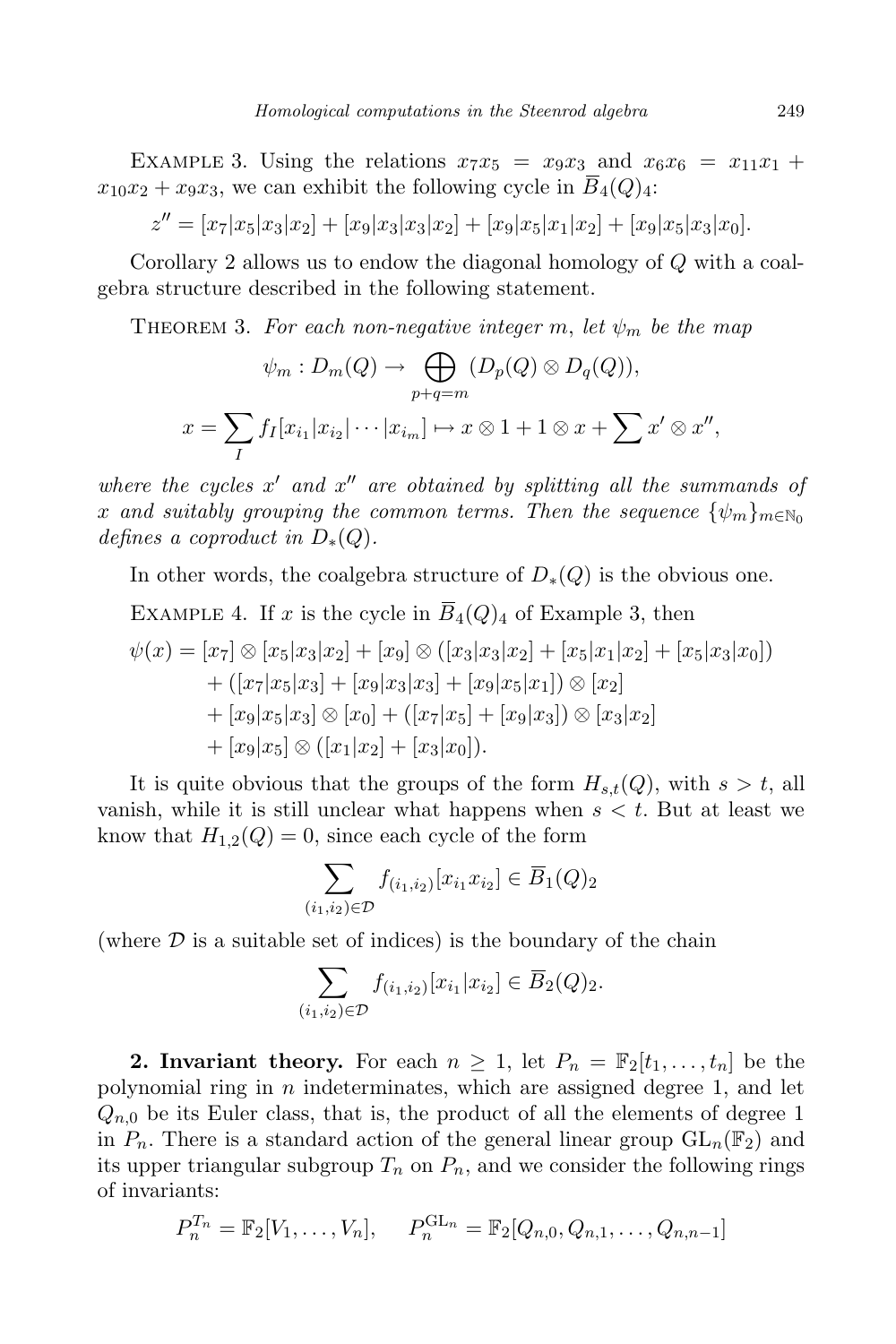Example 3. Using the relations $x_7x_5 = x_9x_3$ and $x_6x_6 = x_{11}x_1 + x_{10}x_2 + x_9x_3$, we can exhibit the following cycle in $\overline{B}_4(Q)_4$:

$$z'' = [x_7|x_5|x_3|x_2] + [x_9|x_3|x_3|x_2] + [x_9|x_5|x_1|x_2] + [x_9|x_5|x_3|x_0].$$

Corollary 2 allows us to endow the diagonal homology of $Q$ with a coalgebra structure described in the following statement.

Theorem 3. *For each non-negative integer $m$, let $\psi_m$ be the map*

$$\psi_m : D_m(Q) \to \bigoplus_{p+q=m} (D_p(Q) \otimes D_q(Q)),$$

$$x = \sum_I f_I[x_{i_1}|x_{i_2}|\cdots|x_{i_m}] \mapsto x \otimes 1 + 1 \otimes x + \sum x' \otimes x'',$$

*where the cycles $x'$ and $x''$ are obtained by splitting all the summands of $x$ and suitably grouping the common terms. Then the sequence $\{\psi_m\}_{m\in\mathbb{N}_0}$ defines a coproduct in $D_*(Q)$.*

In other words, the coalgebra structure of $D_*(Q)$ is the obvious one.

Example 4. If $x$ is the cycle in $\overline{B}_4(Q)_4$ of Example 3, then

$$\begin{aligned}
\psi(x) = {} & [x_7] \otimes [x_5|x_3|x_2] + [x_9] \otimes ([x_3|x_3|x_2] + [x_5|x_1|x_2] + [x_5|x_3|x_0]) \\
& + ([x_7|x_5|x_3] + [x_9|x_3|x_3] + [x_9|x_5|x_1]) \otimes [x_2] \\
& + [x_9|x_5|x_3] \otimes [x_0] + ([x_7|x_5] + [x_9|x_3]) \otimes [x_3|x_2] \\
& + [x_9|x_5] \otimes ([x_1|x_2] + [x_3|x_0]).
\end{aligned}$$

It is quite obvious that the groups of the form $H_{s,t}(Q)$, with $s > t$, all vanish, while it is still unclear what happens when $s < t$. But at least we know that $H_{1,2}(Q) = 0$, since each cycle of the form

$$\sum_{(i_1,i_2)\in\mathcal{D}} f_{(i_1,i_2)}[x_{i_1}x_{i_2}] \in \overline{B}_1(Q)_2$$

(where $\mathcal{D}$ is a suitable set of indices) is the boundary of the chain

$$\sum_{(i_1,i_2)\in\mathcal{D}} f_{(i_1,i_2)}[x_{i_1}|x_{i_2}] \in \overline{B}_2(Q)_2.$$

**2. Invariant theory.** For each $n \geq 1$, let $P_n = \mathbb{F}_2[t_1, \ldots, t_n]$ be the polynomial ring in $n$ indeterminates, which are assigned degree 1, and let $Q_{n,0}$ be its Euler class, that is, the product of all the elements of degree 1 in $P_n$. There is a standard action of the general linear group $\mathrm{GL}_n(\mathbb{F}_2)$ and its upper triangular subgroup $T_n$ on $P_n$, and we consider the following rings of invariants:

$$P_n^{T_n} = \mathbb{F}_2[V_1, \ldots, V_n], \quad P_n^{\mathrm{GL}_n} = \mathbb{F}_2[Q_{n,0}, Q_{n,1}, \ldots, Q_{n,n-1}]$$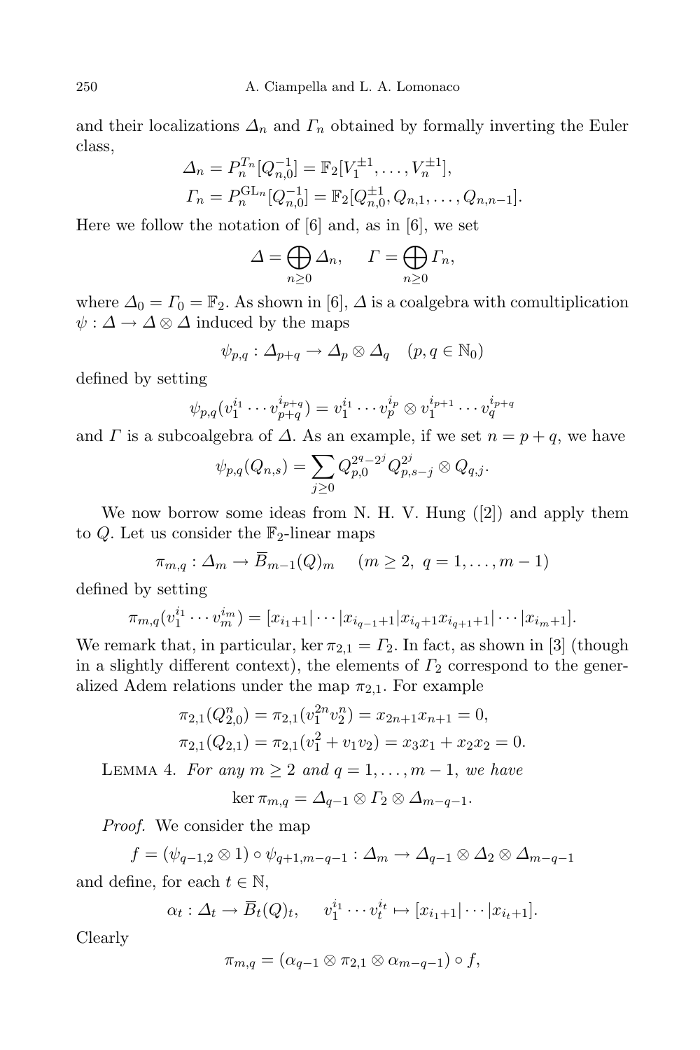and their localizations $\varDelta_n$ and $\varGamma_n$ obtained by formally inverting the Euler class,

$$\varDelta_n = P_n^{T_n}[Q_{n,0}^{-1}] = \mathbb{F}_2[V_1^{\pm 1}, \dots, V_n^{\pm 1}],$$
$$\varGamma_n = P_n^{\mathrm{GL}_n}[Q_{n,0}^{-1}] = \mathbb{F}_2[Q_{n,0}^{\pm 1}, Q_{n,1}, \dots, Q_{n,n-1}].$$

Here we follow the notation of [6] and, as in [6], we set

$$\varDelta = \bigoplus_{n \geq 0} \varDelta_n, \qquad \varGamma = \bigoplus_{n \geq 0} \varGamma_n,$$

where $\varDelta_0 = \varGamma_0 = \mathbb{F}_2$. As shown in [6], $\varDelta$ is a coalgebra with comultiplication $\psi : \varDelta \to \varDelta \otimes \varDelta$ induced by the maps

$$\psi_{p,q} : \varDelta_{p+q} \to \varDelta_p \otimes \varDelta_q \quad (p, q \in \mathbb{N}_0)$$

defined by setting

$$\psi_{p,q}(v_1^{i_1} \cdots v_{p+q}^{i_{p+q}}) = v_1^{i_1} \cdots v_p^{i_p} \otimes v_1^{i_{p+1}} \cdots v_q^{i_{p+q}}$$

and $\varGamma$ is a subcoalgebra of $\varDelta$. As an example, if we set $n = p + q$, we have

$$\psi_{p,q}(Q_{n,s}) = \sum_{j \geq 0} Q_{p,0}^{2^q - 2^j} Q_{p,s-j}^{2^j} \otimes Q_{q,j}.$$

We now borrow some ideas from N. H. V. Hung ([2]) and apply them to $Q$. Let us consider the $\mathbb{F}_2$-linear maps

$$\pi_{m,q} : \varDelta_m \to \overline{B}_{m-1}(Q)_m \quad (m \geq 2,\ q = 1, \dots, m-1)$$

defined by setting

$$\pi_{m,q}(v_1^{i_1} \cdots v_m^{i_m}) = [x_{i_1+1} | \cdots | x_{i_{q-1}+1} | x_{i_q+1} x_{i_{q+1}+1} | \cdots | x_{i_m+1}].$$

We remark that, in particular, $\ker \pi_{2,1} = \varGamma_2$. In fact, as shown in [3] (though in a slightly different context), the elements of $\varGamma_2$ correspond to the generalized Adem relations under the map $\pi_{2,1}$. For example

$$\pi_{2,1}(Q_{2,0}^n) = \pi_{2,1}(v_1^{2n} v_2^n) = x_{2n+1} x_{n+1} = 0,$$
$$\pi_{2,1}(Q_{2,1}) = \pi_{2,1}(v_1^2 + v_1 v_2) = x_3 x_1 + x_2 x_2 = 0.$$

Lemma 4. *For any $m \geq 2$ and $q = 1, \dots, m-1$, we have*

$$\ker \pi_{m,q} = \varDelta_{q-1} \otimes \varGamma_2 \otimes \varDelta_{m-q-1}.$$

*Proof.* We consider the map

$$f = (\psi_{q-1,2} \otimes 1) \circ \psi_{q+1,m-q-1} : \varDelta_m \to \varDelta_{q-1} \otimes \varDelta_2 \otimes \varDelta_{m-q-1}$$

and define, for each $t \in \mathbb{N}$,

$$\alpha_t : \varDelta_t \to \overline{B}_t(Q)_t, \qquad v_1^{i_1} \cdots v_t^{i_t} \mapsto [x_{i_1+1} | \cdots | x_{i_t+1}].$$

Clearly

$$\pi_{m,q} = (\alpha_{q-1} \otimes \pi_{2,1} \otimes \alpha_{m-q-1}) \circ f,$$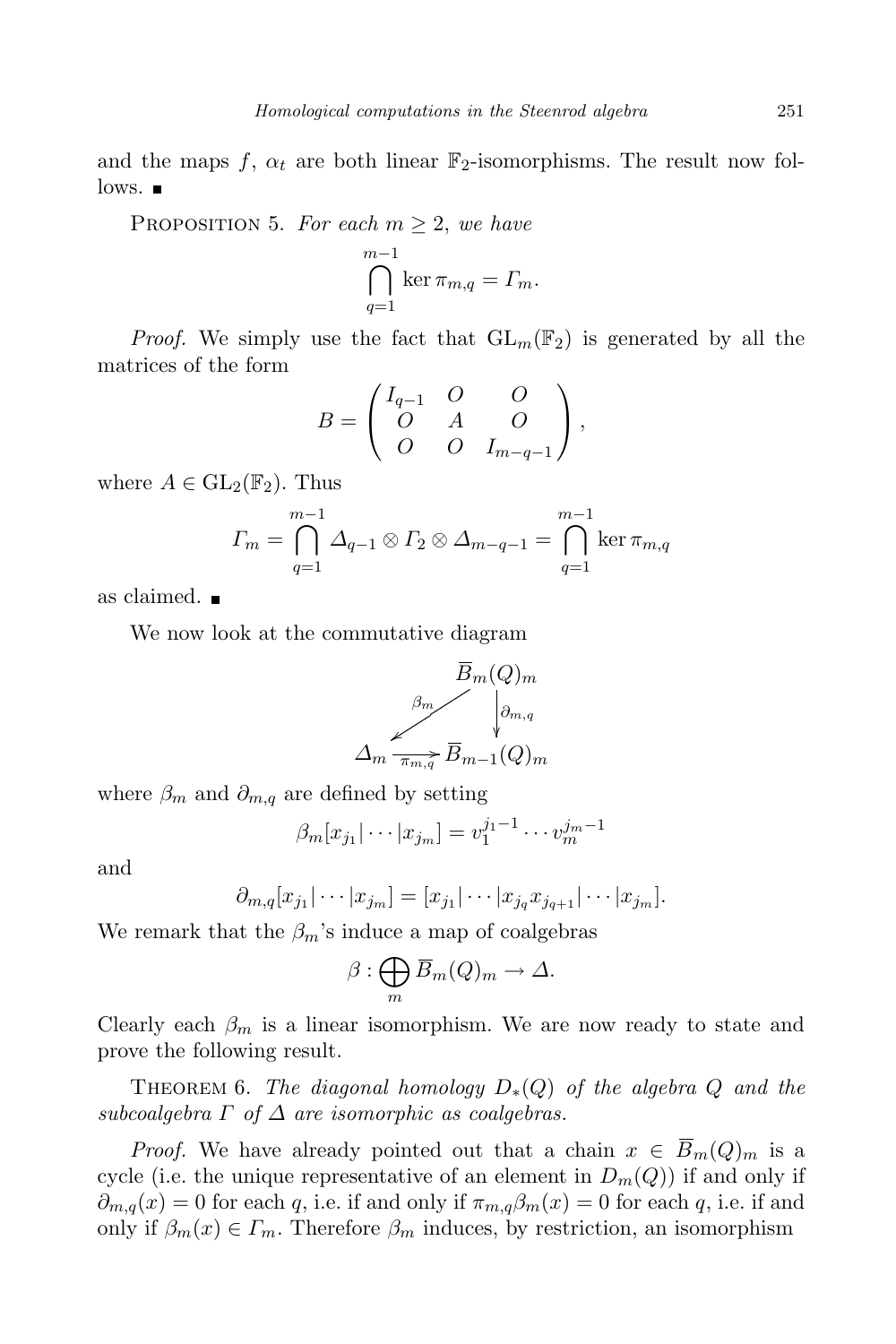and the maps $f$, $\alpha_t$ are both linear $\mathbb{F}_2$-isomorphisms. The result now follows. ∎

PROPOSITION 5. *For each $m \geq 2$, we have*

$$\bigcap_{q=1}^{m-1} \ker \pi_{m,q} = \Gamma_m.$$

*Proof.* We simply use the fact that $\mathrm{GL}_m(\mathbb{F}_2)$ is generated by all the matrices of the form

$$B = \begin{pmatrix} I_{q-1} & O & O \\ O & A & O \\ O & O & I_{m-q-1} \end{pmatrix},$$

where $A \in \mathrm{GL}_2(\mathbb{F}_2)$. Thus

$$\Gamma_m = \bigcap_{q=1}^{m-1} \Delta_{q-1} \otimes \Gamma_2 \otimes \Delta_{m-q-1} = \bigcap_{q=1}^{m-1} \ker \pi_{m,q}$$

as claimed. ∎

We now look at the commutative diagram

$$\begin{array}{ccc} & & \overline{B}_m(Q)_m \\ & \swarrow^{\beta_m} & \downarrow{\scriptstyle \partial_{m,q}} \\ \Delta_m & \xrightarrow[\pi_{m,q}]{} & \overline{B}_{m-1}(Q)_m \end{array}$$

where $\beta_m$ and $\partial_{m,q}$ are defined by setting

$$\beta_m[x_{j_1}|\cdots|x_{j_m}] = v_1^{j_1-1}\cdots v_m^{j_m-1}$$

and

$$\partial_{m,q}[x_{j_1}|\cdots|x_{j_m}] = [x_{j_1}|\cdots|x_{j_q}x_{j_{q+1}}|\cdots|x_{j_m}].$$

We remark that the $\beta_m$'s induce a map of coalgebras

$$\beta : \bigoplus_m \overline{B}_m(Q)_m \to \Delta.$$

Clearly each $\beta_m$ is a linear isomorphism. We are now ready to state and prove the following result.

THEOREM 6. *The diagonal homology $D_*(Q)$ of the algebra $Q$ and the subcoalgebra $\Gamma$ of $\Delta$ are isomorphic as coalgebras.*

*Proof.* We have already pointed out that a chain $x \in \overline{B}_m(Q)_m$ is a cycle (i.e. the unique representative of an element in $D_m(Q)$) if and only if $\partial_{m,q}(x) = 0$ for each $q$, i.e. if and only if $\pi_{m,q}\beta_m(x) = 0$ for each $q$, i.e. if and only if $\beta_m(x) \in \Gamma_m$. Therefore $\beta_m$ induces, by restriction, an isomorphism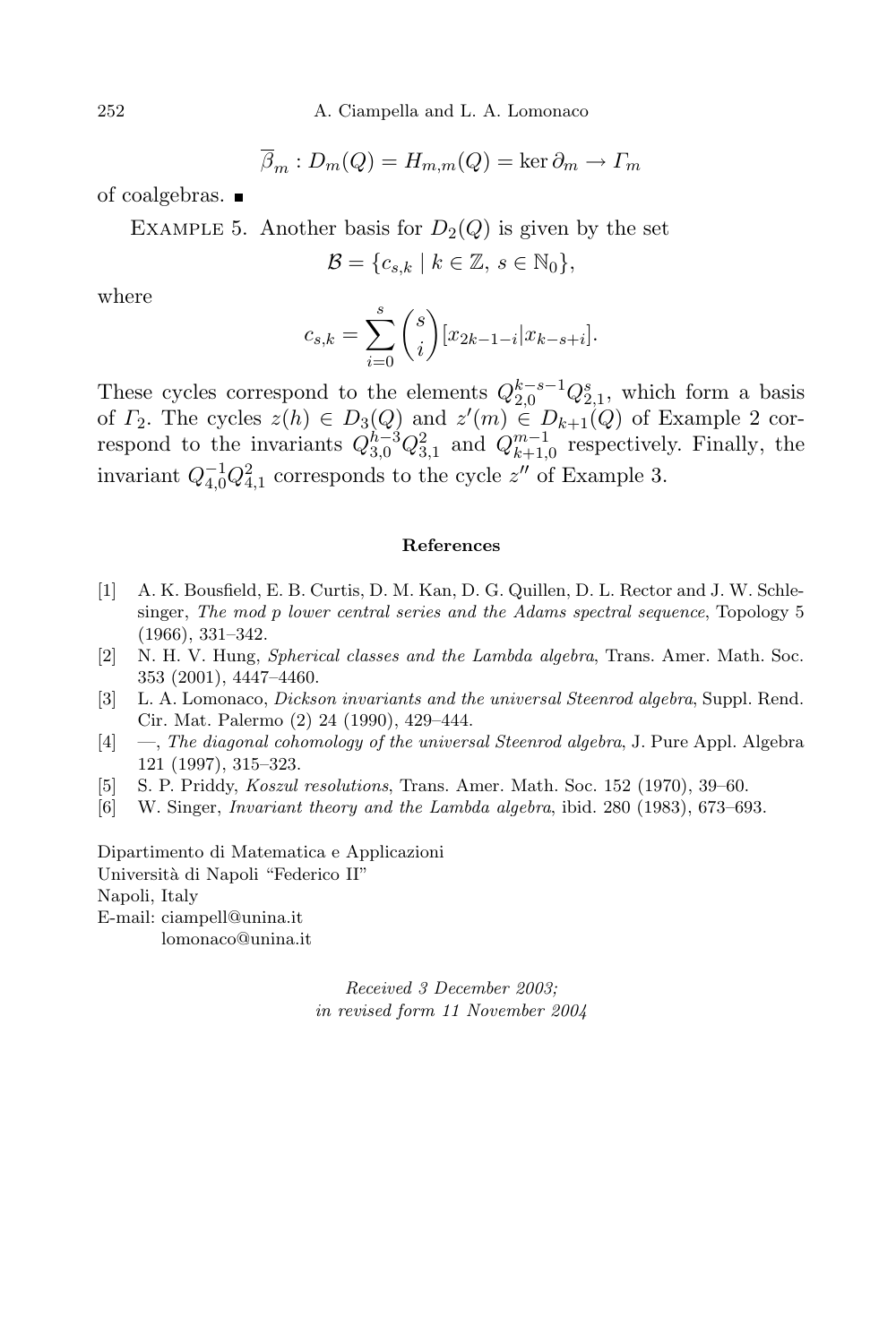$$\overline{\beta}_m : D_m(Q) = H_{m,m}(Q) = \ker \partial_m \to \Gamma_m$$

of coalgebras. ∎

Example 5. Another basis for $D_2(Q)$ is given by the set

$$\mathcal{B} = \{c_{s,k} \mid k \in \mathbb{Z},\ s \in \mathbb{N}_0\},$$

where

$$c_{s,k} = \sum_{i=0}^{s} \binom{s}{i} [x_{2k-1-i} | x_{k-s+i}].$$

These cycles correspond to the elements $Q_{2,0}^{k-s-1} Q_{2,1}^{s}$, which form a basis of $\Gamma_2$. The cycles $z(h) \in D_3(Q)$ and $z'(m) \in D_{k+1}(Q)$ of Example 2 correspond to the invariants $Q_{3,0}^{h-3} Q_{3,1}^{2}$ and $Q_{k+1,0}^{m-1}$ respectively. Finally, the invariant $Q_{4,0}^{-1} Q_{4,1}^{2}$ corresponds to the cycle $z''$ of Example 3.

## References

[1] A. K. Bousfield, E. B. Curtis, D. M. Kan, D. G. Quillen, D. L. Rector and J. W. Schlesinger, *The mod p lower central series and the Adams spectral sequence*, Topology 5 (1966), 331–342.

[2] N. H. V. Hung, *Spherical classes and the Lambda algebra*, Trans. Amer. Math. Soc. 353 (2001), 4447–4460.

[3] L. A. Lomonaco, *Dickson invariants and the universal Steenrod algebra*, Suppl. Rend. Cir. Mat. Palermo (2) 24 (1990), 429–444.

[4] —, *The diagonal cohomology of the universal Steenrod algebra*, J. Pure Appl. Algebra 121 (1997), 315–323.

[5] S. P. Priddy, *Koszul resolutions*, Trans. Amer. Math. Soc. 152 (1970), 39–60.

[6] W. Singer, *Invariant theory and the Lambda algebra*, ibid. 280 (1983), 673–693.

Dipartimento di Matematica e Applicazioni
Università di Napoli "Federico II"
Napoli, Italy
E-mail: ciampell@unina.it
lomonaco@unina.it

*Received 3 December 2003;*
*in revised form 11 November 2004*